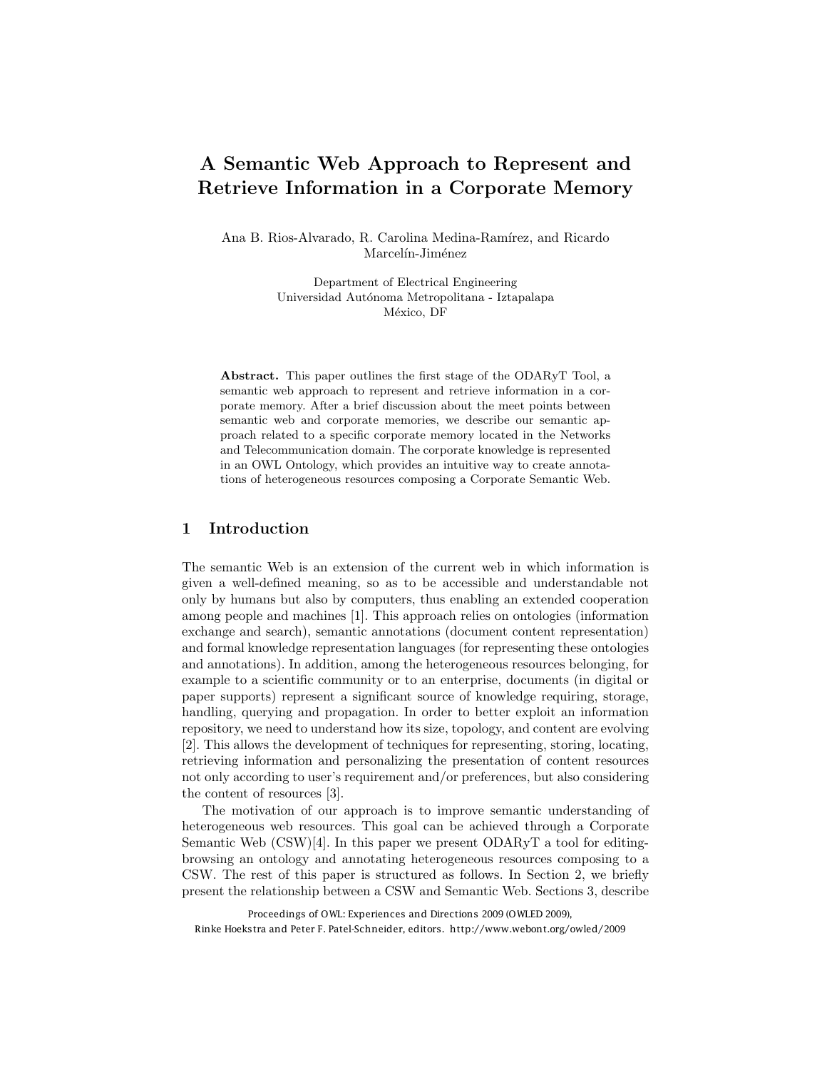# A Semantic Web Approach to Represent and Retrieve Information in a Corporate Memory

Ana B. Rios-Alvarado, R. Carolina Medina-Ramírez, and Ricardo Marcelín-Jiménez

Department of Electrical Engineering
Universidad Autónoma Metropolitana - Iztapalapa
México, DF

**Abstract.** This paper outlines the first stage of the ODARyT Tool, a semantic web approach to represent and retrieve information in a corporate memory. After a brief discussion about the meet points between semantic web and corporate memories, we describe our semantic approach related to a specific corporate memory located in the Networks and Telecommunication domain. The corporate knowledge is represented in an OWL Ontology, which provides an intuitive way to create annotations of heterogeneous resources composing a Corporate Semantic Web.

## 1 Introduction

The semantic Web is an extension of the current web in which information is given a well-defined meaning, so as to be accessible and understandable not only by humans but also by computers, thus enabling an extended cooperation among people and machines [1]. This approach relies on ontologies (information exchange and search), semantic annotations (document content representation) and formal knowledge representation languages (for representing these ontologies and annotations). In addition, among the heterogeneous resources belonging, for example to a scientific community or to an enterprise, documents (in digital or paper supports) represent a significant source of knowledge requiring, storage, handling, querying and propagation. In order to better exploit an information repository, we need to understand how its size, topology, and content are evolving [2]. This allows the development of techniques for representing, storing, locating, retrieving information and personalizing the presentation of content resources not only according to user's requirement and/or preferences, but also considering the content of resources [3].

The motivation of our approach is to improve semantic understanding of heterogeneous web resources. This goal can be achieved through a Corporate Semantic Web (CSW)[4]. In this paper we present ODARyT a tool for editing-browsing an ontology and annotating heterogeneous resources composing to a CSW. The rest of this paper is structured as follows. In Section 2, we briefly present the relationship between a CSW and Semantic Web. Sections 3, describe

Proceedings of OWL: Experiences and Directions 2009 (OWLED 2009),
Rinke Hoekstra and Peter F. Patel-Schneider, editors. http://www.webont.org/owled/2009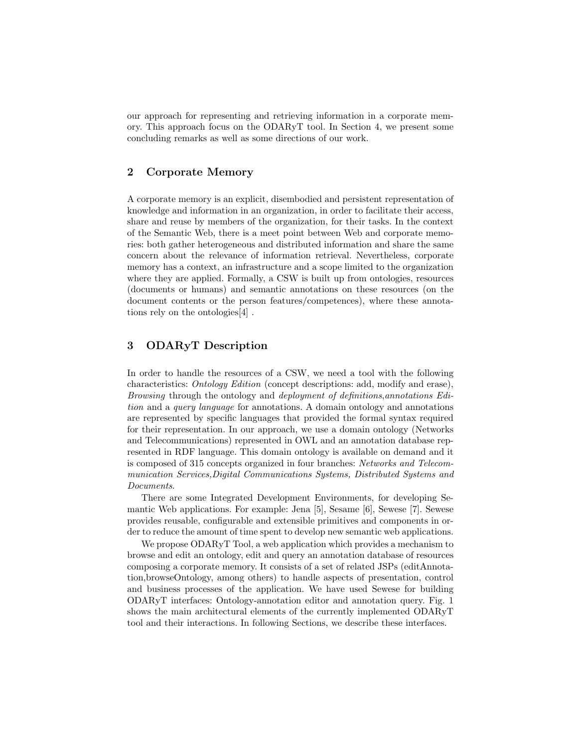our approach for representing and retrieving information in a corporate memory. This approach focus on the ODARyT tool. In Section 4, we present some concluding remarks as well as some directions of our work.

## 2 Corporate Memory

A corporate memory is an explicit, disembodied and persistent representation of knowledge and information in an organization, in order to facilitate their access, share and reuse by members of the organization, for their tasks. In the context of the Semantic Web, there is a meet point between Web and corporate memories: both gather heterogeneous and distributed information and share the same concern about the relevance of information retrieval. Nevertheless, corporate memory has a context, an infrastructure and a scope limited to the organization where they are applied. Formally, a CSW is built up from ontologies, resources (documents or humans) and semantic annotations on these resources (on the document contents or the person features/competences), where these annotations rely on the ontologies[4] .

## 3 ODARyT Description

In order to handle the resources of a CSW, we need a tool with the following characteristics: *Ontology Edition* (concept descriptions: add, modify and erase), *Browsing* through the ontology and *deployment of definitions,annotations Edition* and a *query language* for annotations. A domain ontology and annotations are represented by specific languages that provided the formal syntax required for their representation. In our approach, we use a domain ontology (Networks and Telecommunications) represented in OWL and an annotation database represented in RDF language. This domain ontology is available on demand and it is composed of 315 concepts organized in four branches: *Networks and Telecommunication Services,Digital Communications Systems, Distributed Systems and Documents*.

There are some Integrated Development Environments, for developing Semantic Web applications. For example: Jena [5], Sesame [6], Sewese [7]. Sewese provides reusable, configurable and extensible primitives and components in order to reduce the amount of time spent to develop new semantic web applications.

We propose ODARyT Tool, a web application which provides a mechanism to browse and edit an ontology, edit and query an annotation database of resources composing a corporate memory. It consists of a set of related JSPs (editAnnotation,browseOntology, among others) to handle aspects of presentation, control and business processes of the application. We have used Sewese for building ODARyT interfaces: Ontology-annotation editor and annotation query. Fig. 1 shows the main architectural elements of the currently implemented ODARyT tool and their interactions. In following Sections, we describe these interfaces.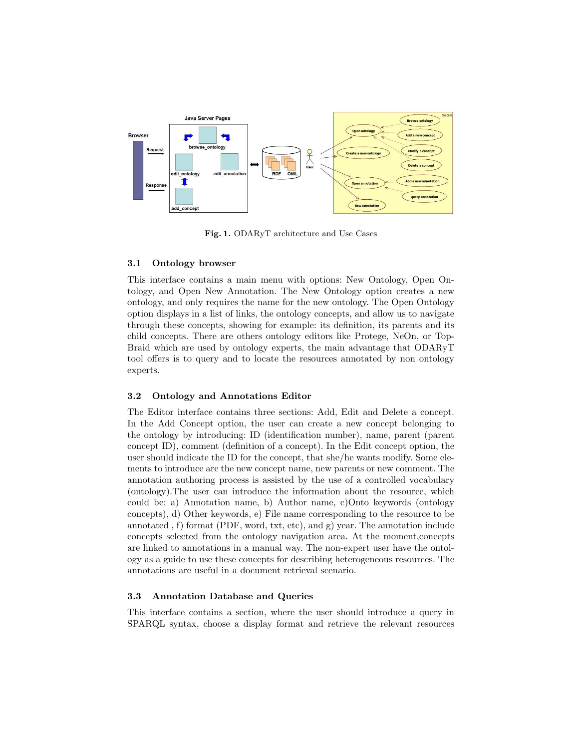**Fig. 1.** ODARyT architecture and Use Cases

### 3.1 Ontology browser

This interface contains a main menu with options: New Ontology, Open Ontology, and Open New Annotation. The New Ontology option creates a new ontology, and only requires the name for the new ontology. The Open Ontology option displays in a list of links, the ontology concepts, and allow us to navigate through these concepts, showing for example: its definition, its parents and its child concepts. There are others ontology editors like Protege, NeOn, or TopBraid which are used by ontology experts, the main advantage that ODARyT tool offers is to query and to locate the resources annotated by non ontology experts.

### 3.2 Ontology and Annotations Editor

The Editor interface contains three sections: Add, Edit and Delete a concept. In the Add Concept option, the user can create a new concept belonging to the ontology by introducing: ID (identification number), name, parent (parent concept ID), comment (definition of a concept). In the Edit concept option, the user should indicate the ID for the concept, that she/he wants modify. Some elements to introduce are the new concept name, new parents or new comment. The annotation authoring process is assisted by the use of a controlled vocabulary (ontology).The user can introduce the information about the resource, which could be: a) Annotation name, b) Author name, c)Onto keywords (ontology concepts), d) Other keywords, e) File name corresponding to the resource to be annotated , f) format (PDF, word, txt, etc), and g) year. The annotation include concepts selected from the ontology navigation area. At the moment,concepts are linked to annotations in a manual way. The non-expert user have the ontology as a guide to use these concepts for describing heterogeneous resources. The annotations are useful in a document retrieval scenario.

### 3.3 Annotation Database and Queries

This interface contains a section, where the user should introduce a query in SPARQL syntax, choose a display format and retrieve the relevant resources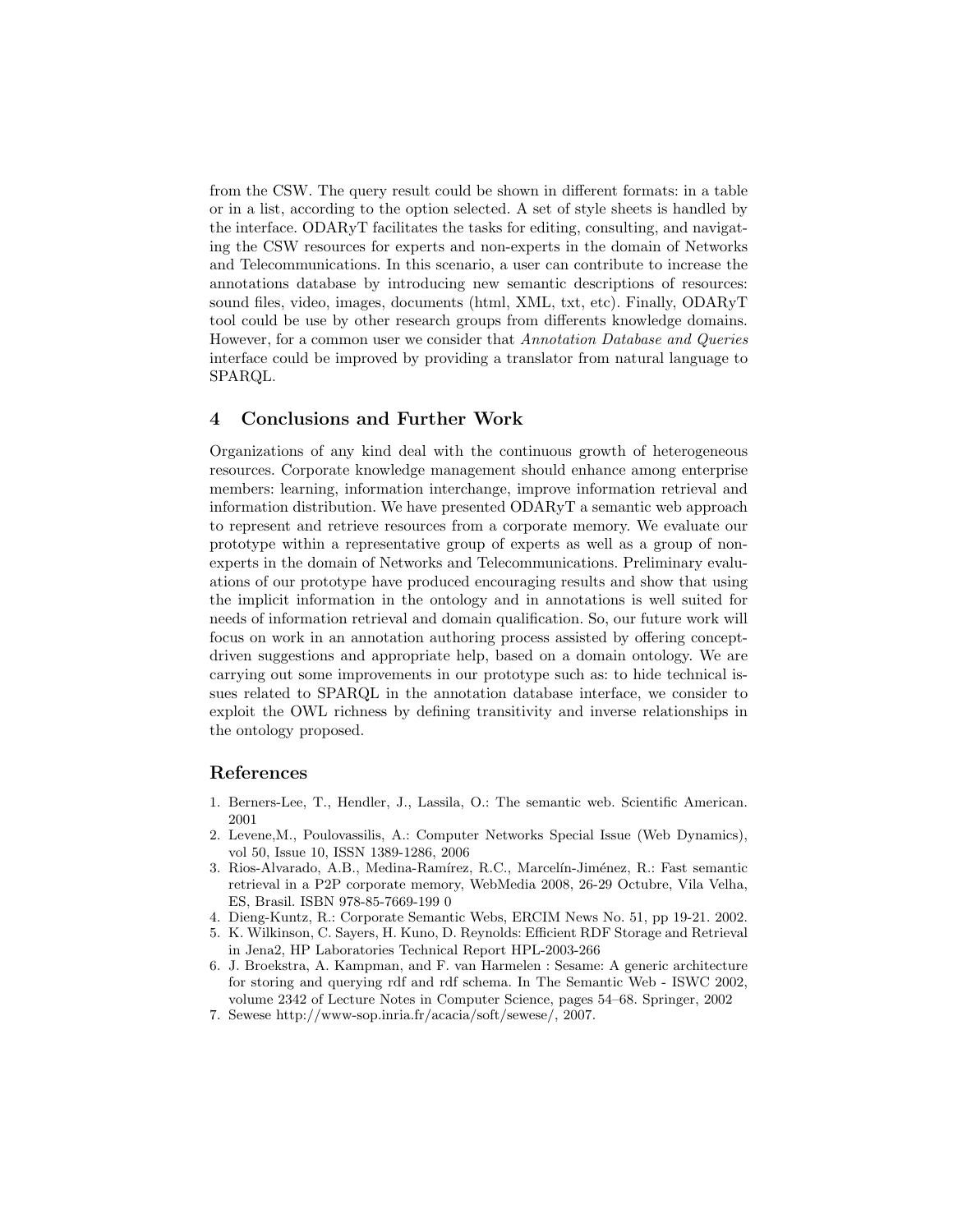from the CSW. The query result could be shown in different formats: in a table or in a list, according to the option selected. A set of style sheets is handled by the interface. ODARyT facilitates the tasks for editing, consulting, and navigating the CSW resources for experts and non-experts in the domain of Networks and Telecommunications. In this scenario, a user can contribute to increase the annotations database by introducing new semantic descriptions of resources: sound files, video, images, documents (html, XML, txt, etc). Finally, ODARyT tool could be use by other research groups from differents knowledge domains. However, for a common user we consider that *Annotation Database and Queries* interface could be improved by providing a translator from natural language to SPARQL.

## 4 Conclusions and Further Work

Organizations of any kind deal with the continuous growth of heterogeneous resources. Corporate knowledge management should enhance among enterprise members: learning, information interchange, improve information retrieval and information distribution. We have presented ODARyT a semantic web approach to represent and retrieve resources from a corporate memory. We evaluate our prototype within a representative group of experts as well as a group of non-experts in the domain of Networks and Telecommunications. Preliminary evaluations of our prototype have produced encouraging results and show that using the implicit information in the ontology and in annotations is well suited for needs of information retrieval and domain qualification. So, our future work will focus on work in an annotation authoring process assisted by offering concept-driven suggestions and appropriate help, based on a domain ontology. We are carrying out some improvements in our prototype such as: to hide technical issues related to SPARQL in the annotation database interface, we consider to exploit the OWL richness by defining transitivity and inverse relationships in the ontology proposed.

## References

1. Berners-Lee, T., Hendler, J., Lassila, O.: The semantic web. Scientific American. 2001
2. Levene,M., Poulovassilis, A.: Computer Networks Special Issue (Web Dynamics), vol 50, Issue 10, ISSN 1389-1286, 2006
3. Rios-Alvarado, A.B., Medina-Ramírez, R.C., Marcelín-Jiménez, R.: Fast semantic retrieval in a P2P corporate memory, WebMedia 2008, 26-29 Octubre, Vila Velha, ES, Brasil. ISBN 978-85-7669-199 0
4. Dieng-Kuntz, R.: Corporate Semantic Webs, ERCIM News No. 51, pp 19-21. 2002.
5. K. Wilkinson, C. Sayers, H. Kuno, D. Reynolds: Efficient RDF Storage and Retrieval in Jena2, HP Laboratories Technical Report HPL-2003-266
6. J. Broekstra, A. Kampman, and F. van Harmelen : Sesame: A generic architecture for storing and querying rdf and rdf schema. In The Semantic Web - ISWC 2002, volume 2342 of Lecture Notes in Computer Science, pages 54–68. Springer, 2002
7. Sewese http://www-sop.inria.fr/acacia/soft/sewese/, 2007.